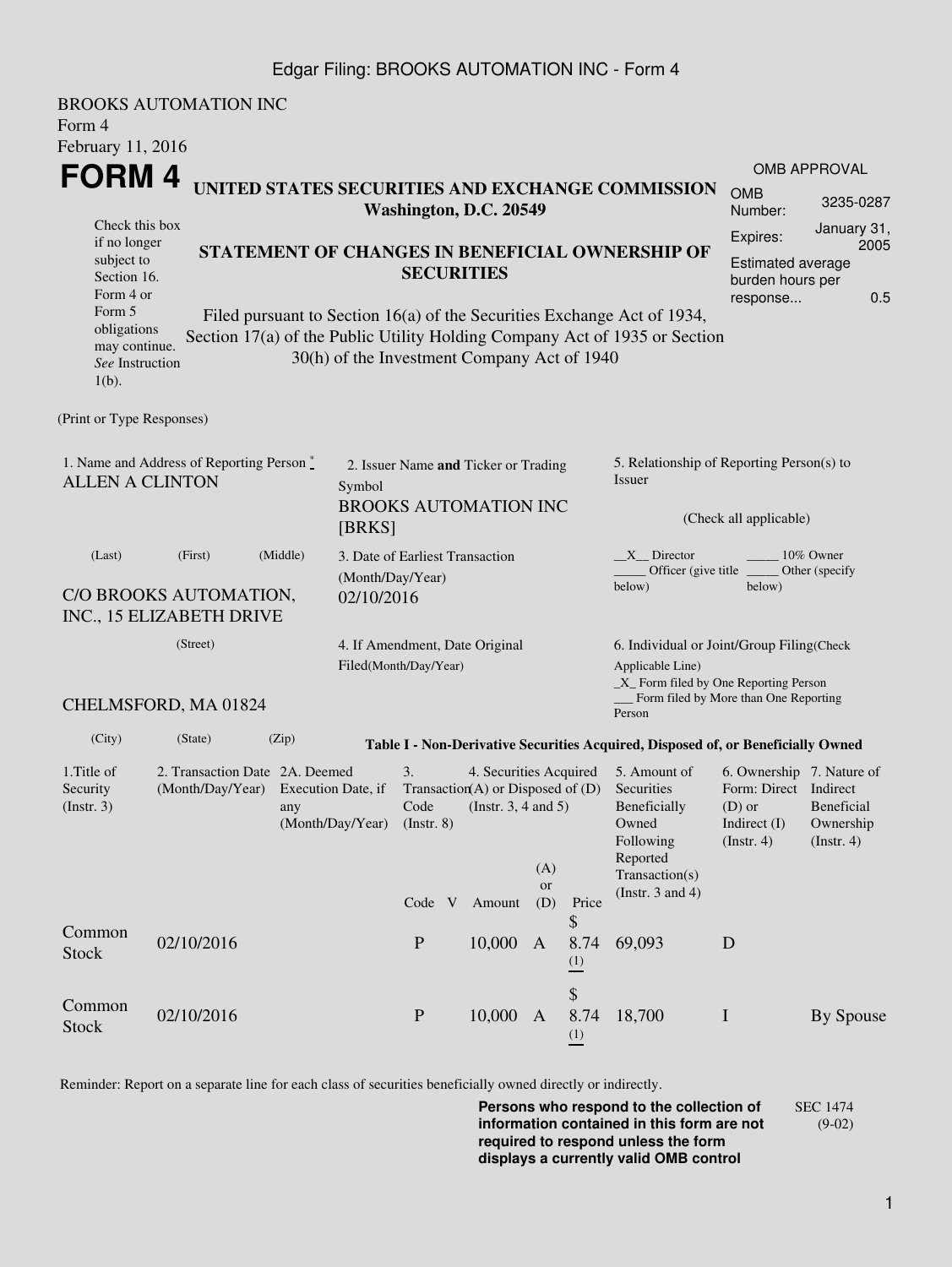BROOKS AUTOMATION INC
Form 4
February 11, 2016

# FORM 4

**UNITED STATES SECURITIES AND EXCHANGE COMMISSION**
**Washington, D.C. 20549**

**STATEMENT OF CHANGES IN BENEFICIAL OWNERSHIP OF SECURITIES**

Filed pursuant to Section 16(a) of the Securities Exchange Act of 1934, Section 17(a) of the Public Utility Holding Company Act of 1935 or Section 30(h) of the Investment Company Act of 1940

Check this box if no longer subject to Section 16. Form 4 or Form 5 obligations may continue. *See* Instruction 1(b).

| OMB APPROVAL | |
|---|---|
| OMB Number: | 3235-0287 |
| Expires: | January 31, 2005 |
| Estimated average burden hours per response... | 0.5 |

(Print or Type Responses)

1. Name and Address of Reporting Person *
ALLEN A CLINTON

(Last) (First) (Middle)

C/O BROOKS AUTOMATION, INC., 15 ELIZABETH DRIVE

(Street)

CHELMSFORD, MA 01824

(City) (State) (Zip)

2. Issuer Name **and** Ticker or Trading Symbol
BROOKS AUTOMATION INC [BRKS]

3. Date of Earliest Transaction (Month/Day/Year)
02/10/2016

4. If Amendment, Date Original Filed(Month/Day/Year)

5. Relationship of Reporting Person(s) to Issuer

(Check all applicable)

\_\_X\_\_ Director \_\_\_\_\_ 10% Owner
\_\_\_\_\_ Officer (give title below) \_\_\_\_\_ Other (specify below)

6. Individual or Joint/Group Filing(Check Applicable Line)
\_X\_ Form filed by One Reporting Person
\_\_\_ Form filed by More than One Reporting Person

**Table I - Non-Derivative Securities Acquired, Disposed of, or Beneficially Owned**

| 1.Title of Security (Instr. 3) | 2. Transaction Date (Month/Day/Year) | 2A. Deemed Execution Date, if any (Month/Day/Year) | 3. Transaction Code (Instr. 8) | | 4. Securities Acquired (A) or Disposed of (D) (Instr. 3, 4 and 5) | | | 5. Amount of Securities Beneficially Owned Following Reported Transaction(s) (Instr. 3 and 4) | 6. Ownership Form: Direct (D) or Indirect (I) (Instr. 4) | 7. Nature of Indirect Beneficial Ownership (Instr. 4) |
|---|---|---|---|---|---|---|---|---|---|---|
| | | | Code | V | Amount | (A) or (D) | Price | | | |
| Common Stock | 02/10/2016 | | P | | 10,000 | A | $ 8.74 (1) | 69,093 | D | |
| Common Stock | 02/10/2016 | | P | | 10,000 | A | $ 8.74 (1) | 18,700 | I | By Spouse |

Reminder: Report on a separate line for each class of securities beneficially owned directly or indirectly.

**Persons who respond to the collection of information contained in this form are not required to respond unless the form displays a currently valid OMB control**

SEC 1474 (9-02)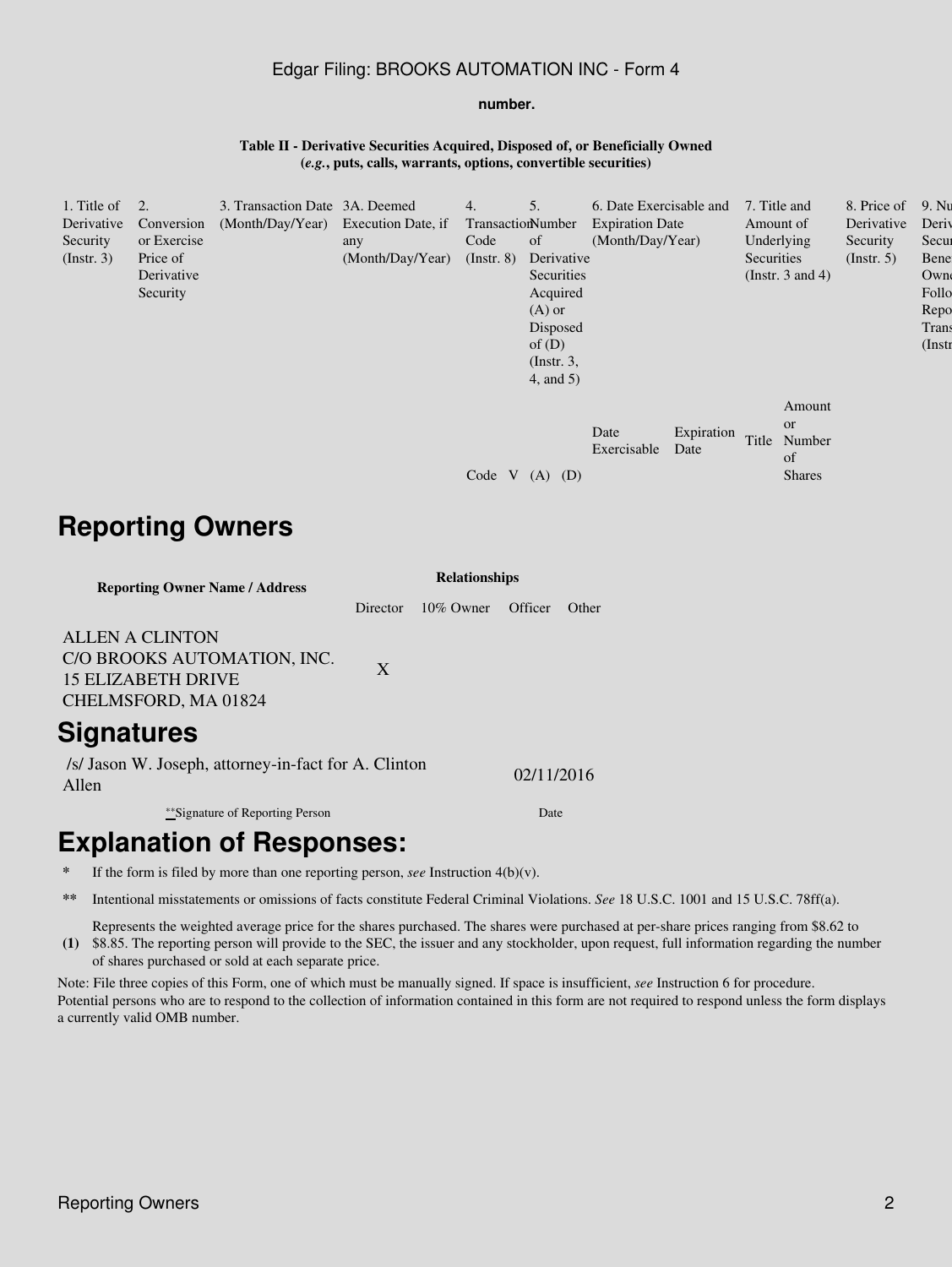number.

**Table II - Derivative Securities Acquired, Disposed of, or Beneficially Owned**
**(*e.g.*, puts, calls, warrants, options, convertible securities)**

| 1. Title of Derivative Security (Instr. 3) | 2. Conversion or Exercise Price of Derivative Security | 3. Transaction Date (Month/Day/Year) | 3A. Deemed Execution Date, if any (Month/Day/Year) | 4. Transaction Code (Instr. 8) | | 5. Number of Derivative Securities Acquired (A) or Disposed of (D) (Instr. 3, 4, and 5) | | 6. Date Exercisable and Expiration Date (Month/Day/Year) | | 7. Title and Amount of Underlying Securities (Instr. 3 and 4) | | 8. Price of Derivative Security (Instr. 5) | 9. Nu Deriv Secur Bene Own Follo Repo Trans (Instr |
|---|---|---|---|---|---|---|---|---|---|---|---|---|---|
| | | | | Code | V | (A) | (D) | Date Exercisable | Expiration Date | Title | Amount or Number of Shares | | |

# Reporting Owners

| Reporting Owner Name / Address | Relationships | | | |
|---|---|---|---|---|
| | Director | 10% Owner | Officer | Other |
| ALLEN A CLINTON<br>C/O BROOKS AUTOMATION, INC.<br>15 ELIZABETH DRIVE<br>CHELMSFORD, MA 01824 | X | | | |

# Signatures

| /s/ Jason W. Joseph, attorney-in-fact for A. Clinton Allen | 02/11/2016 |
|---|---|
| **Signature of Reporting Person | Date |

# Explanation of Responses:

\* If the form is filed by more than one reporting person, *see* Instruction 4(b)(v).

** Intentional misstatements or omissions of facts constitute Federal Criminal Violations. *See* 18 U.S.C. 1001 and 15 U.S.C. 78ff(a).

**(1)** Represents the weighted average price for the shares purchased. The shares were purchased at per-share prices ranging from $8.62 to $8.85. The reporting person will provide to the SEC, the issuer and any stockholder, upon request, full information regarding the number of shares purchased or sold at each separate price.

Note: File three copies of this Form, one of which must be manually signed. If space is insufficient, *see* Instruction 6 for procedure.
Potential persons who are to respond to the collection of information contained in this form are not required to respond unless the form displays a currently valid OMB number.